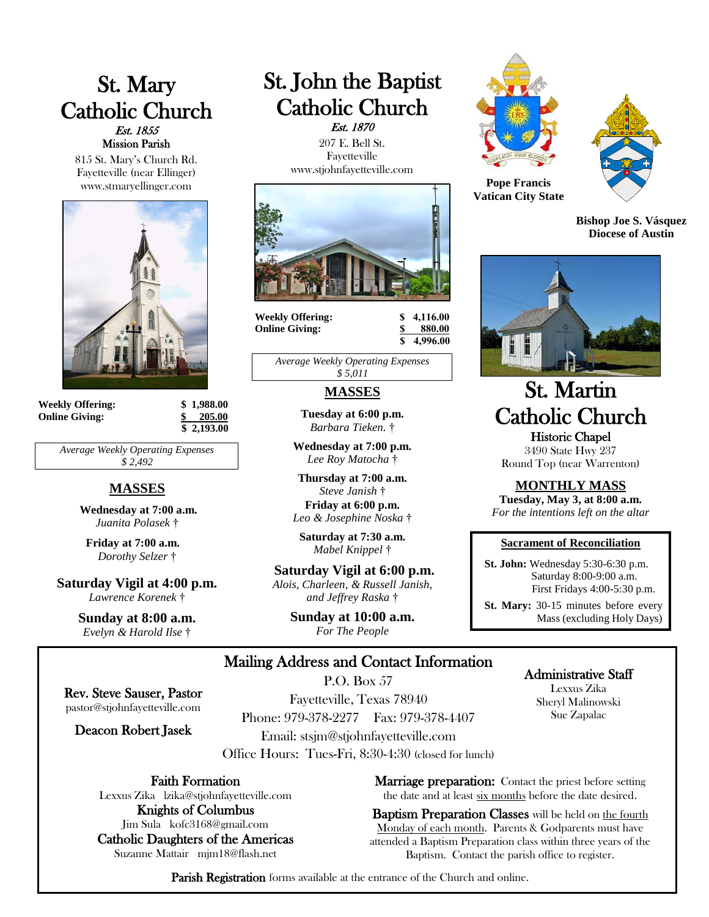# St. Mary Catholic Church

*Est. 1855*

Mission Parish

815 St. Mary's Church Rd.
Fayetteville (near Ellinger)
www.stmaryellinger.com

| | |
|---|---|
| **Weekly Offering:** | **$ 1,988.00** |
| **Online Giving:** | **$ 205.00** |
| | **$ 2,193.00** |

*Average Weekly Operating Expenses*
*$ 2,492*

## MASSES

**Wednesday at 7:00 a.m.**
*Juanita Polasek †*

**Friday at 7:00 a.m.**
*Dorothy Selzer †*

**Saturday Vigil at 4:00 p.m.**
*Lawrence Korenek †*

**Sunday at 8:00 a.m.**
*Evelyn & Harold Ilse †*

# St. John the Baptist Catholic Church

*Est. 1870*

207 E. Bell St.
Fayetteville
www.stjohnfayetteville.com

| | |
|---|---|
| **Weekly Offering:** | **$ 4,116.00** |
| **Online Giving:** | **$ 880.00** |
| | **$ 4,996.00** |

*Average Weekly Operating Expenses*
*$ 5,011*

## MASSES

**Tuesday at 6:00 p.m.**
*Barbara Tieken. †*

**Wednesday at 7:00 p.m.**
*Lee Roy Matocha †*

**Thursday at 7:00 a.m.**
*Steve Janish †*

**Friday at 6:00 p.m.**
*Leo & Josephine Noska †*

**Saturday at 7:30 a.m.**
*Mabel Knippel †*

**Saturday Vigil at 6:00 p.m.**
*Alois, Charleen, & Russell Janish, and Jeffrey Raska †*

**Sunday at 10:00 a.m.**
*For The People*

**Pope Francis**
**Vatican City State**

**Bishop Joe S. Vásquez**
**Diocese of Austin**

# St. Martin Catholic Church

Historic Chapel

3490 State Hwy 237
Round Top (near Warrenton)

## MONTHLY MASS

**Tuesday, May 3, at 8:00 a.m.**
*For the intentions left on the altar*

**Sacrament of Reconciliation**

**St. John:** Wednesday 5:30-6:30 p.m.
Saturday 8:00-9:00 a.m.
First Fridays 4:00-5:30 p.m.

**St. Mary:** 30-15 minutes before every Mass (excluding Holy Days)

## Mailing Address and Contact Information

P.O. Box 57
Fayetteville, Texas 78940
Phone: 979-378-2277 Fax: 979-378-4407
Email: stsjm@stjohnfayetteville.com
Office Hours: Tues-Fri, 8:30-4:30 (closed for lunch)

**Rev. Steve Sauser, Pastor**
pastor@stjohnfayetteville.com

**Deacon Robert Jasek**

**Administrative Staff**
Lexxus Zika
Sheryl Malinowski
Sue Zapalac

**Faith Formation**
Lexxus Zika lzika@stjohnfayetteville.com

**Knights of Columbus**
Jim Sula kofc3168@gmail.com

**Catholic Daughters of the Americas**
Suzanne Mattair mjm18@flash.net

**Marriage preparation:** Contact the priest before setting the date and at least six months before the date desired.

**Baptism Preparation Classes** will be held on the fourth Monday of each month. Parents & Godparents must have attended a Baptism Preparation class within three years of the Baptism. Contact the parish office to register.

**Parish Registration** forms available at the entrance of the Church and online.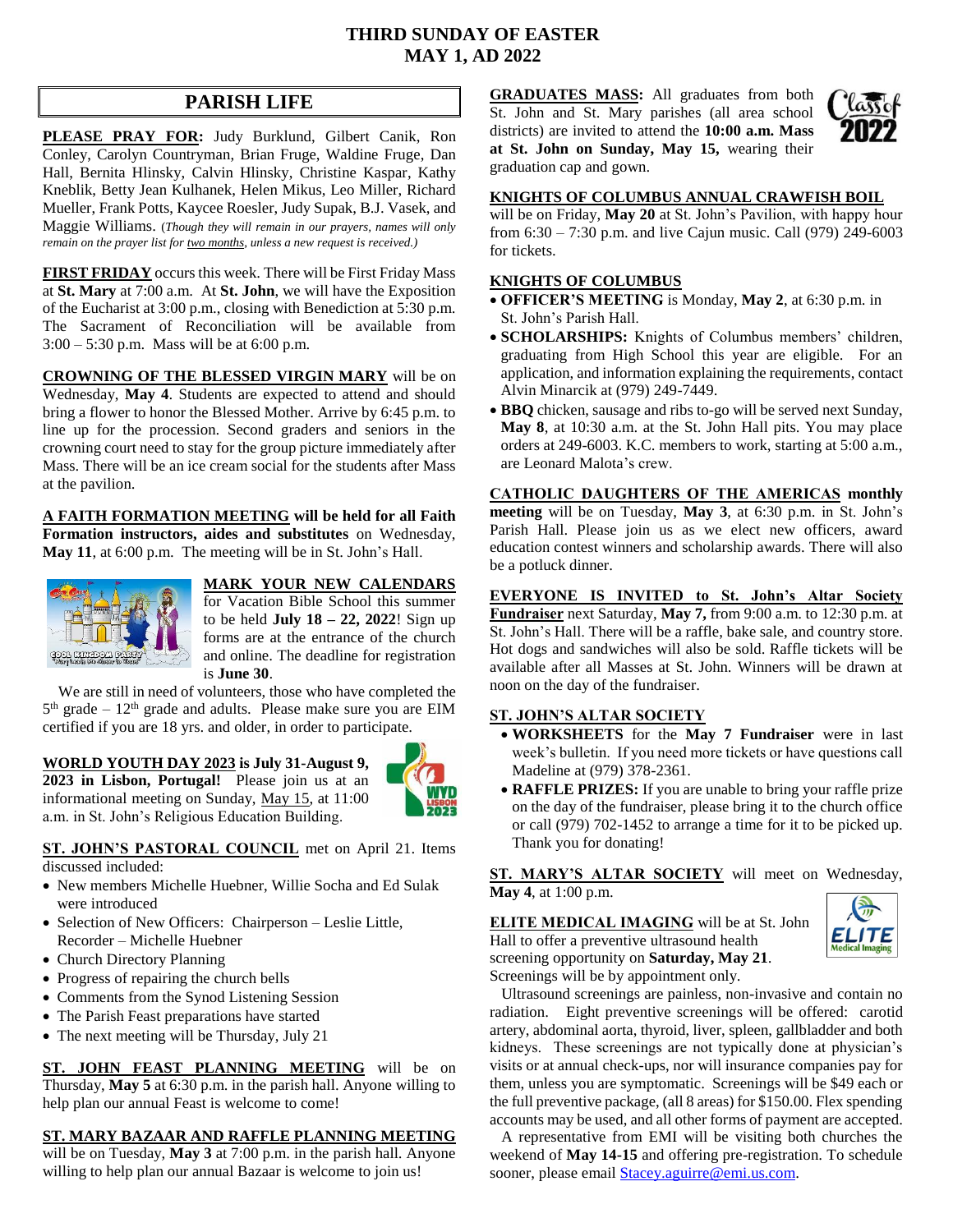# THIRD SUNDAY OF EASTER
# MAY 1, AD 2022

## PARISH LIFE

**PLEASE PRAY FOR:** Judy Burklund, Gilbert Canik, Ron Conley, Carolyn Countryman, Brian Fruge, Waldine Fruge, Dan Hall, Bernita Hlinsky, Calvin Hlinsky, Christine Kaspar, Kathy Kneblik, Betty Jean Kulhanek, Helen Mikus, Leo Miller, Richard Mueller, Frank Potts, Kaycee Roesler, Judy Supak, B.J. Vasek, and Maggie Williams. (*Though they will remain in our prayers, names will only remain on the prayer list for two months, unless a new request is received.)*

**FIRST FRIDAY** occurs this week. There will be First Friday Mass at **St. Mary** at 7:00 a.m. At **St. John**, we will have the Exposition of the Eucharist at 3:00 p.m., closing with Benediction at 5:30 p.m. The Sacrament of Reconciliation will be available from 3:00 – 5:30 p.m. Mass will be at 6:00 p.m.

**CROWNING OF THE BLESSED VIRGIN MARY** will be on Wednesday, **May 4**. Students are expected to attend and should bring a flower to honor the Blessed Mother. Arrive by 6:45 p.m. to line up for the procession. Second graders and seniors in the crowning court need to stay for the group picture immediately after Mass. There will be an ice cream social for the students after Mass at the pavilion.

**A FAITH FORMATION MEETING will be held for all Faith Formation instructors, aides and substitutes** on Wednesday, **May 11**, at 6:00 p.m. The meeting will be in St. John's Hall.

**MARK YOUR NEW CALENDARS** for Vacation Bible School this summer to be held **July 18 – 22, 2022**! Sign up forms are at the entrance of the church and online. The deadline for registration is **June 30**.

We are still in need of volunteers, those who have completed the 5th grade – 12th grade and adults. Please make sure you are EIM certified if you are 18 yrs. and older, in order to participate.

**WORLD YOUTH DAY 2023 is July 31-August 9, 2023 in Lisbon, Portugal!** Please join us at an informational meeting on Sunday, May 15, at 11:00 a.m. in St. John's Religious Education Building.

**ST. JOHN'S PASTORAL COUNCIL** met on April 21. Items discussed included:

- New members Michelle Huebner, Willie Socha and Ed Sulak were introduced
- Selection of New Officers: Chairperson – Leslie Little, Recorder – Michelle Huebner
- Church Directory Planning
- Progress of repairing the church bells
- Comments from the Synod Listening Session
- The Parish Feast preparations have started
- The next meeting will be Thursday, July 21

**ST. JOHN FEAST PLANNING MEETING** will be on Thursday, **May 5** at 6:30 p.m. in the parish hall. Anyone willing to help plan our annual Feast is welcome to come!

**ST. MARY BAZAAR AND RAFFLE PLANNING MEETING** will be on Tuesday, **May 3** at 7:00 p.m. in the parish hall. Anyone willing to help plan our annual Bazaar is welcome to join us!

**GRADUATES MASS:** All graduates from both St. John and St. Mary parishes (all area school districts) are invited to attend the **10:00 a.m. Mass at St. John on Sunday, May 15,** wearing their graduation cap and gown.

**KNIGHTS OF COLUMBUS ANNUAL CRAWFISH BOIL** will be on Friday, **May 20** at St. John's Pavilion, with happy hour from 6:30 – 7:30 p.m. and live Cajun music. Call (979) 249-6003 for tickets.

**KNIGHTS OF COLUMBUS**

- **OFFICER'S MEETING** is Monday, **May 2**, at 6:30 p.m. in St. John's Parish Hall.
- **SCHOLARSHIPS:** Knights of Columbus members' children, graduating from High School this year are eligible. For an application, and information explaining the requirements, contact Alvin Minarcik at (979) 249-7449.
- **BBQ** chicken, sausage and ribs to-go will be served next Sunday, **May 8**, at 10:30 a.m. at the St. John Hall pits. You may place orders at 249-6003. K.C. members to work, starting at 5:00 a.m., are Leonard Malota's crew.

**CATHOLIC DAUGHTERS OF THE AMERICAS monthly meeting** will be on Tuesday, **May 3**, at 6:30 p.m. in St. John's Parish Hall. Please join us as we elect new officers, award education contest winners and scholarship awards. There will also be a potluck dinner.

**EVERYONE IS INVITED to St. John's Altar Society Fundraiser** next Saturday, **May 7,** from 9:00 a.m. to 12:30 p.m. at St. John's Hall. There will be a raffle, bake sale, and country store. Hot dogs and sandwiches will also be sold. Raffle tickets will be available after all Masses at St. John. Winners will be drawn at noon on the day of the fundraiser.

**ST. JOHN'S ALTAR SOCIETY**

- **WORKSHEETS** for the **May 7 Fundraiser** were in last week's bulletin. If you need more tickets or have questions call Madeline at (979) 378-2361.
- **RAFFLE PRIZES:** If you are unable to bring your raffle prize on the day of the fundraiser, please bring it to the church office or call (979) 702-1452 to arrange a time for it to be picked up. Thank you for donating!

**ST. MARY'S ALTAR SOCIETY** will meet on Wednesday, **May 4**, at 1:00 p.m.

**ELITE MEDICAL IMAGING** will be at St. John Hall to offer a preventive ultrasound health screening opportunity on **Saturday, May 21**. Screenings will be by appointment only.

Ultrasound screenings are painless, non-invasive and contain no radiation. Eight preventive screenings will be offered: carotid artery, abdominal aorta, thyroid, liver, spleen, gallbladder and both kidneys. These screenings are not typically done at physician's visits or at annual check-ups, nor will insurance companies pay for them, unless you are symptomatic. Screenings will be $49 each or the full preventive package, (all 8 areas) for $150.00. Flex spending accounts may be used, and all other forms of payment are accepted.

A representative from EMI will be visiting both churches the weekend of **May 14-15** and offering pre-registration. To schedule sooner, please email Stacey.aguirre@emi.us.com.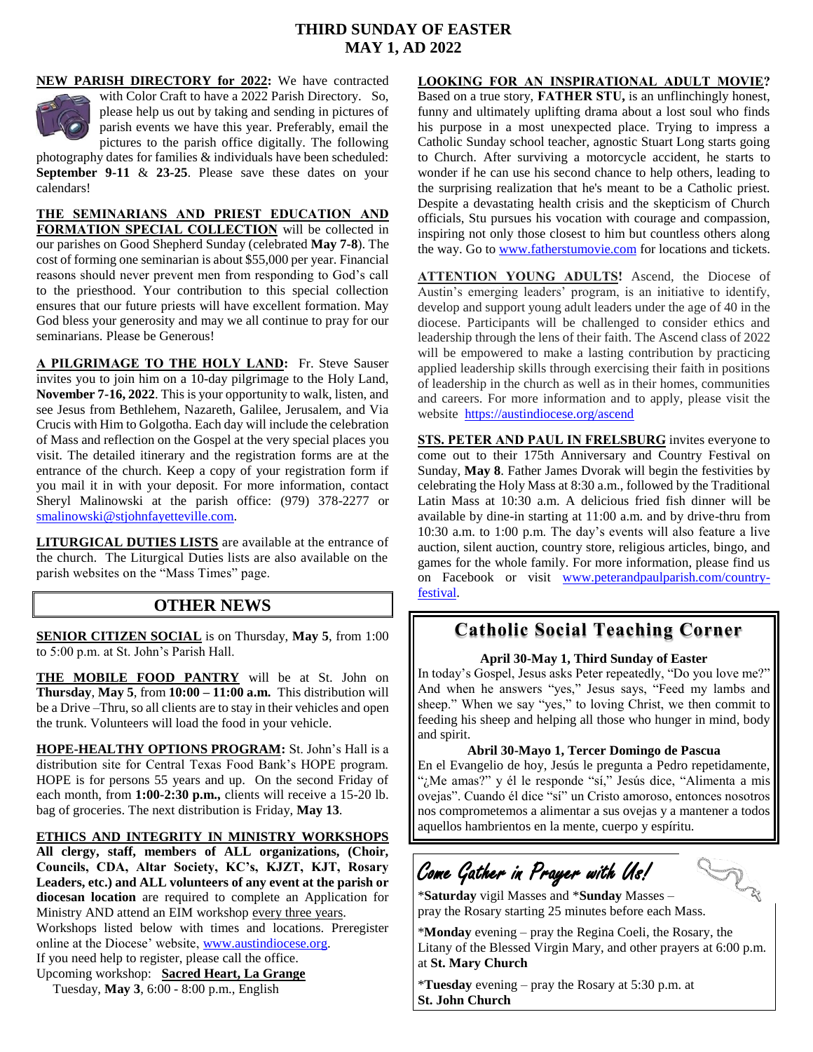# THIRD SUNDAY OF EASTER
## MAY 1, AD 2022

**NEW PARISH DIRECTORY for 2022:** We have contracted with Color Craft to have a 2022 Parish Directory. So, please help us out by taking and sending in pictures of parish events we have this year. Preferably, email the pictures to the parish office digitally. The following photography dates for families & individuals have been scheduled: **September 9-11** & **23-25**. Please save these dates on your calendars!

**THE SEMINARIANS AND PRIEST EDUCATION AND FORMATION SPECIAL COLLECTION** will be collected in our parishes on Good Shepherd Sunday (celebrated **May 7-8**). The cost of forming one seminarian is about $55,000 per year. Financial reasons should never prevent men from responding to God's call to the priesthood. Your contribution to this special collection ensures that our future priests will have excellent formation. May God bless your generosity and may we all continue to pray for our seminarians. Please be Generous!

**A PILGRIMAGE TO THE HOLY LAND:** Fr. Steve Sauser invites you to join him on a 10-day pilgrimage to the Holy Land, **November 7-16, 2022**. This is your opportunity to walk, listen, and see Jesus from Bethlehem, Nazareth, Galilee, Jerusalem, and Via Crucis with Him to Golgotha. Each day will include the celebration of Mass and reflection on the Gospel at the very special places you visit. The detailed itinerary and the registration forms are at the entrance of the church. Keep a copy of your registration form if you mail it in with your deposit. For more information, contact Sheryl Malinowski at the parish office: (979) 378-2277 or smalinowski@stjohnfayetteville.com.

**LITURGICAL DUTIES LISTS** are available at the entrance of the church. The Liturgical Duties lists are also available on the parish websites on the "Mass Times" page.

## OTHER NEWS

**SENIOR CITIZEN SOCIAL** is on Thursday, **May 5**, from 1:00 to 5:00 p.m. at St. John's Parish Hall.

**THE MOBILE FOOD PANTRY** will be at St. John on **Thursday**, **May 5**, from **10:00 – 11:00 a.m.** This distribution will be a Drive –Thru, so all clients are to stay in their vehicles and open the trunk. Volunteers will load the food in your vehicle.

**HOPE-HEALTHY OPTIONS PROGRAM:** St. John's Hall is a distribution site for Central Texas Food Bank's HOPE program. HOPE is for persons 55 years and up. On the second Friday of each month, from **1:00-2:30 p.m.,** clients will receive a 15-20 lb. bag of groceries. The next distribution is Friday, **May 13**.

**ETHICS AND INTEGRITY IN MINISTRY WORKSHOPS**
**All clergy, staff, members of ALL organizations, (Choir, Councils, CDA, Altar Society, KC's, KJZT, KJT, Rosary Leaders, etc.) and ALL volunteers of any event at the parish or diocesan location** are required to complete an Application for Ministry AND attend an EIM workshop every three years.
Workshops listed below with times and locations. Preregister online at the Diocese' website, www.austindiocese.org.
If you need help to register, please call the office.
Upcoming workshop: **Sacred Heart, La Grange**
Tuesday, **May 3**, 6:00 - 8:00 p.m., English

**LOOKING FOR AN INSPIRATIONAL ADULT MOVIE?** Based on a true story, **FATHER STU,** is an unflinchingly honest, funny and ultimately uplifting drama about a lost soul who finds his purpose in a most unexpected place. Trying to impress a Catholic Sunday school teacher, agnostic Stuart Long starts going to Church. After surviving a motorcycle accident, he starts to wonder if he can use his second chance to help others, leading to the surprising realization that he's meant to be a Catholic priest. Despite a devastating health crisis and the skepticism of Church officials, Stu pursues his vocation with courage and compassion, inspiring not only those closest to him but countless others along the way. Go to www.fatherstumovie.com for locations and tickets.

**ATTENTION YOUNG ADULTS!** Ascend, the Diocese of Austin's emerging leaders' program, is an initiative to identify, develop and support young adult leaders under the age of 40 in the diocese. Participants will be challenged to consider ethics and leadership through the lens of their faith. The Ascend class of 2022 will be empowered to make a lasting contribution by practicing applied leadership skills through exercising their faith in positions of leadership in the church as well as in their homes, communities and careers. For more information and to apply, please visit the website https://austindiocese.org/ascend

**STS. PETER AND PAUL IN FRELSBURG** invites everyone to come out to their 175th Anniversary and Country Festival on Sunday, **May 8**. Father James Dvorak will begin the festivities by celebrating the Holy Mass at 8:30 a.m., followed by the Traditional Latin Mass at 10:30 a.m. A delicious fried fish dinner will be available by dine-in starting at 11:00 a.m. and by drive-thru from 10:30 a.m. to 1:00 p.m. The day's events will also feature a live auction, silent auction, country store, religious articles, bingo, and games for the whole family. For more information, please find us on Facebook or visit www.peterandpaulparish.com/country-festival.

## Catholic Social Teaching Corner

**April 30-May 1, Third Sunday of Easter**
In today's Gospel, Jesus asks Peter repeatedly, "Do you love me?" And when he answers "yes," Jesus says, "Feed my lambs and sheep." When we say "yes," to loving Christ, we then commit to feeding his sheep and helping all those who hunger in mind, body and spirit.

**Abril 30-Mayo 1, Tercer Domingo de Pascua**
En el Evangelio de hoy, Jesús le pregunta a Pedro repetidamente, "¿Me amas?" y él le responde "sí," Jesús dice, "Alimenta a mis ovejas". Cuando él dice "sí" un Cristo amoroso, entonces nosotros nos comprometemos a alimentar a sus ovejas y a mantener a todos aquellos hambrientos en la mente, cuerpo y espíritu.

## *Come Gather in Prayer with Us!*

\***Saturday** vigil Masses and \***Sunday** Masses – pray the Rosary starting 25 minutes before each Mass.

\***Monday** evening – pray the Regina Coeli, the Rosary, the Litany of the Blessed Virgin Mary, and other prayers at 6:00 p.m. at **St. Mary Church**

\***Tuesday** evening – pray the Rosary at 5:30 p.m. at **St. John Church**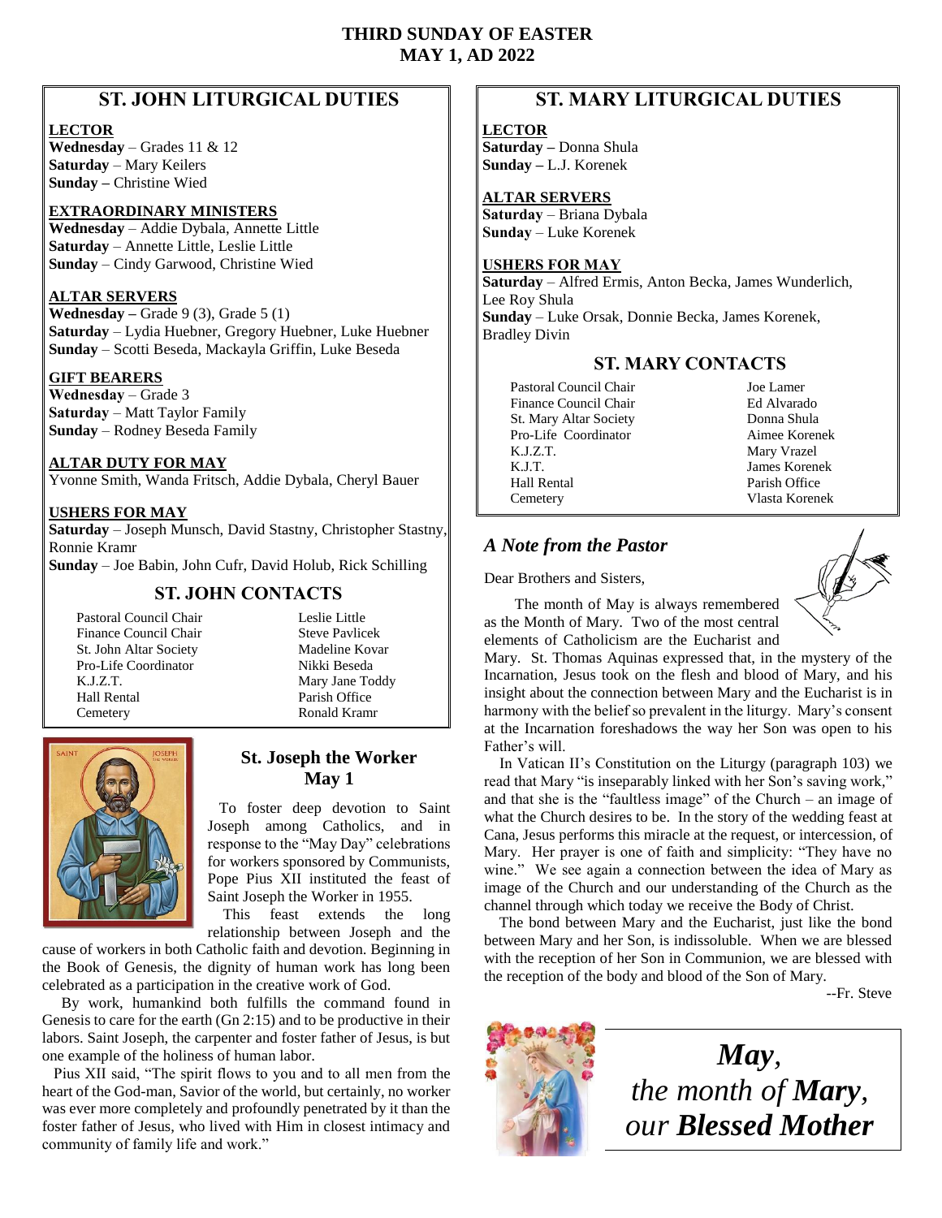**THIRD SUNDAY OF EASTER**
**MAY 1, AD 2022**

## ST. JOHN LITURGICAL DUTIES

**LECTOR**
**Wednesday** – Grades 11 & 12
**Saturday** – Mary Keilers
**Sunday –** Christine Wied

**EXTRAORDINARY MINISTERS**
**Wednesday** – Addie Dybala, Annette Little
**Saturday** – Annette Little, Leslie Little
**Sunday** – Cindy Garwood, Christine Wied

**ALTAR SERVERS**
**Wednesday –** Grade 9 (3), Grade 5 (1)
**Saturday** – Lydia Huebner, Gregory Huebner, Luke Huebner
**Sunday** – Scotti Beseda, Mackayla Griffin, Luke Beseda

**GIFT BEARERS**
**Wednesday** – Grade 3
**Saturday** – Matt Taylor Family
**Sunday** – Rodney Beseda Family

**ALTAR DUTY FOR MAY**
Yvonne Smith, Wanda Fritsch, Addie Dybala, Cheryl Bauer

**USHERS FOR MAY**
**Saturday** – Joseph Munsch, David Stastny, Christopher Stastny, Ronnie Kramr
**Sunday** – Joe Babin, John Cufr, David Holub, Rick Schilling

## ST. JOHN CONTACTS

| | |
|---|---|
| Pastoral Council Chair | Leslie Little |
| Finance Council Chair | Steve Pavlicek |
| St. John Altar Society | Madeline Kovar |
| Pro-Life Coordinator | Nikki Beseda |
| K.J.Z.T. | Mary Jane Toddy |
| Hall Rental | Parish Office |
| Cemetery | Ronald Kramr |

## St. Joseph the Worker
## May 1

To foster deep devotion to Saint Joseph among Catholics, and in response to the "May Day" celebrations for workers sponsored by Communists, Pope Pius XII instituted the feast of Saint Joseph the Worker in 1955.

This feast extends the long relationship between Joseph and the cause of workers in both Catholic faith and devotion. Beginning in the Book of Genesis, the dignity of human work has long been celebrated as a participation in the creative work of God.

By work, humankind both fulfills the command found in Genesis to care for the earth (Gn 2:15) and to be productive in their labors. Saint Joseph, the carpenter and foster father of Jesus, is but one example of the holiness of human labor.

Pius XII said, "The spirit flows to you and to all men from the heart of the God-man, Savior of the world, but certainly, no worker was ever more completely and profoundly penetrated by it than the foster father of Jesus, who lived with Him in closest intimacy and community of family life and work."

## ST. MARY LITURGICAL DUTIES

**LECTOR**
**Saturday –** Donna Shula
**Sunday –** L.J. Korenek

**ALTAR SERVERS**
**Saturday** – Briana Dybala
**Sunday** – Luke Korenek

**USHERS FOR MAY**
**Saturday** – Alfred Ermis, Anton Becka, James Wunderlich, Lee Roy Shula
**Sunday** – Luke Orsak, Donnie Becka, James Korenek, Bradley Divin

## ST. MARY CONTACTS

| | |
|---|---|
| Pastoral Council Chair | Joe Lamer |
| Finance Council Chair | Ed Alvarado |
| St. Mary Altar Society | Donna Shula |
| Pro-Life Coordinator | Aimee Korenek |
| K.J.Z.T. | Mary Vrazel |
| K.J.T. | James Korenek |
| Hall Rental | Parish Office |
| Cemetery | Vlasta Korenek |

## *A Note from the Pastor*

Dear Brothers and Sisters,

The month of May is always remembered as the Month of Mary. Two of the most central elements of Catholicism are the Eucharist and Mary. St. Thomas Aquinas expressed that, in the mystery of the Incarnation, Jesus took on the flesh and blood of Mary, and his insight about the connection between Mary and the Eucharist is in harmony with the belief so prevalent in the liturgy. Mary's consent at the Incarnation foreshadows the way her Son was open to his Father's will.

In Vatican II's Constitution on the Liturgy (paragraph 103) we read that Mary "is inseparably linked with her Son's saving work," and that she is the "faultless image" of the Church – an image of what the Church desires to be. In the story of the wedding feast at Cana, Jesus performs this miracle at the request, or intercession, of Mary. Her prayer is one of faith and simplicity: "They have no wine." We see again a connection between the idea of Mary as image of the Church and our understanding of the Church as the channel through which today we receive the Body of Christ.

The bond between Mary and the Eucharist, just like the bond between Mary and her Son, is indissoluble. When we are blessed with the reception of her Son in Communion, we are blessed with the reception of the body and blood of the Son of Mary.

--Fr. Steve

***May**, the month of **Mary**, our **Blessed Mother***